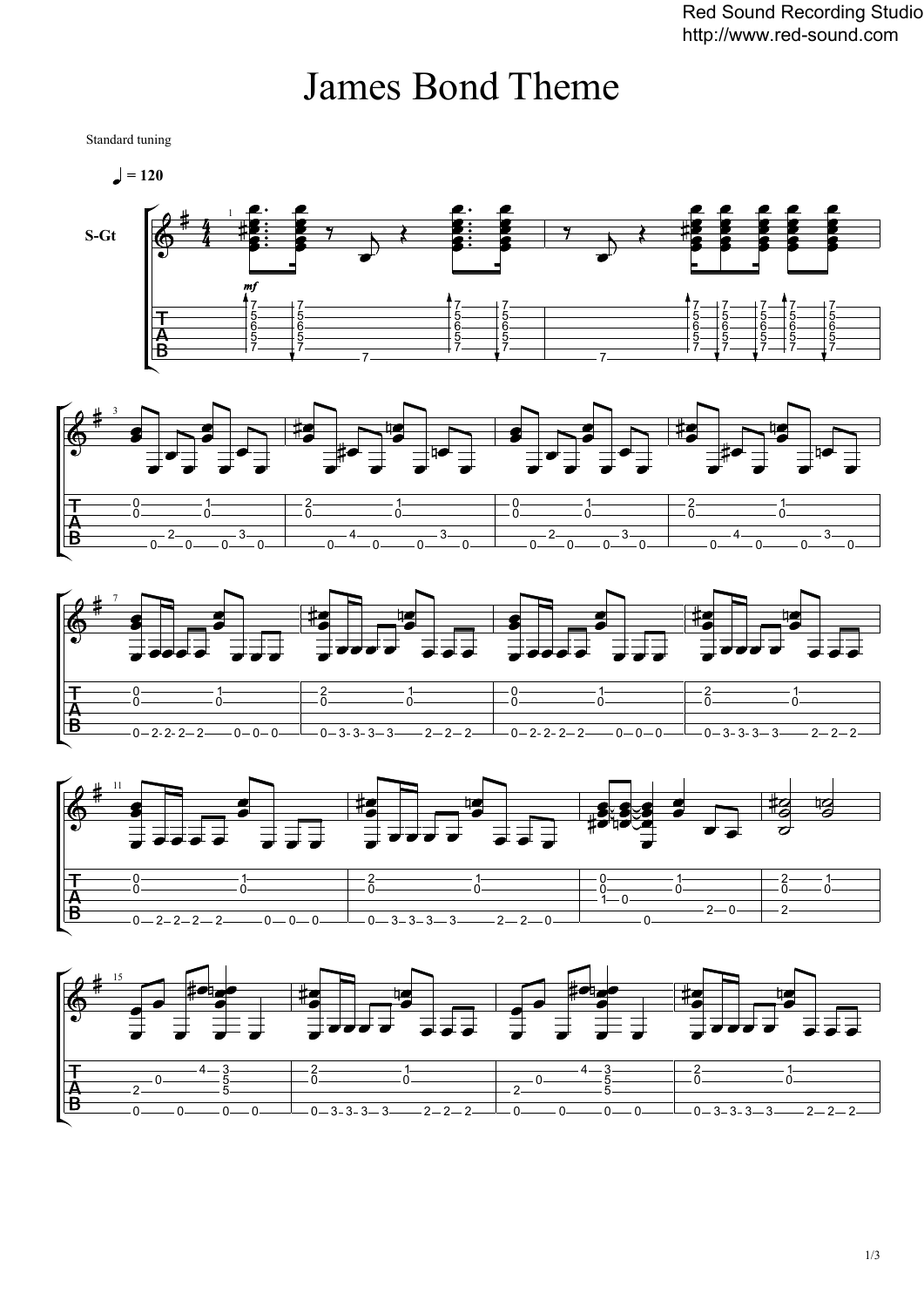# James Bond Theme

Standard tuning

♩ = 120

S-Gt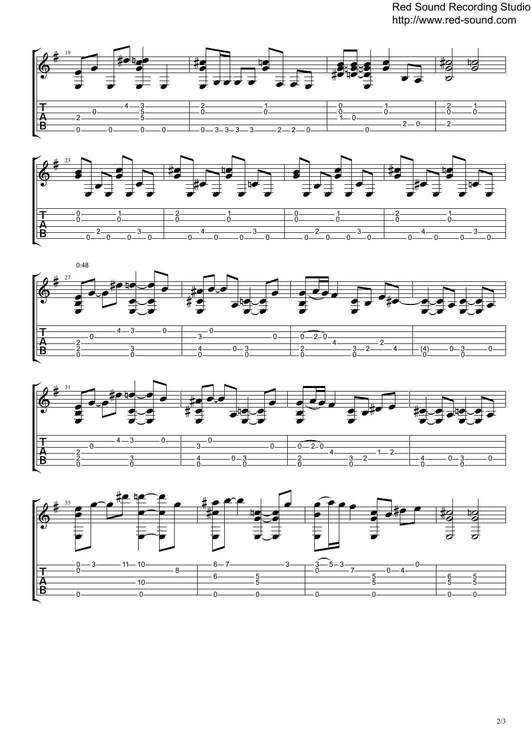0:48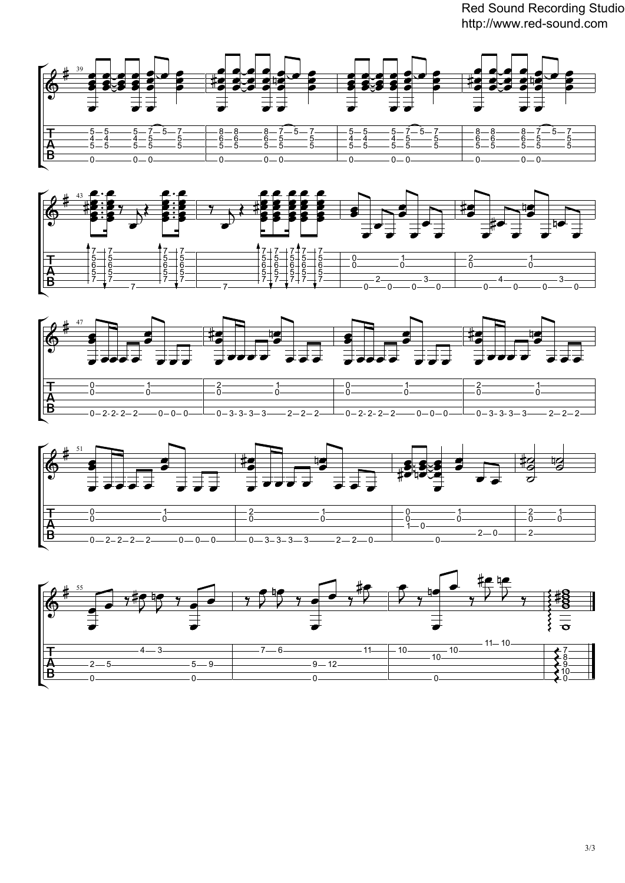Red Sound Recording Studio
http://www.red-sound.com